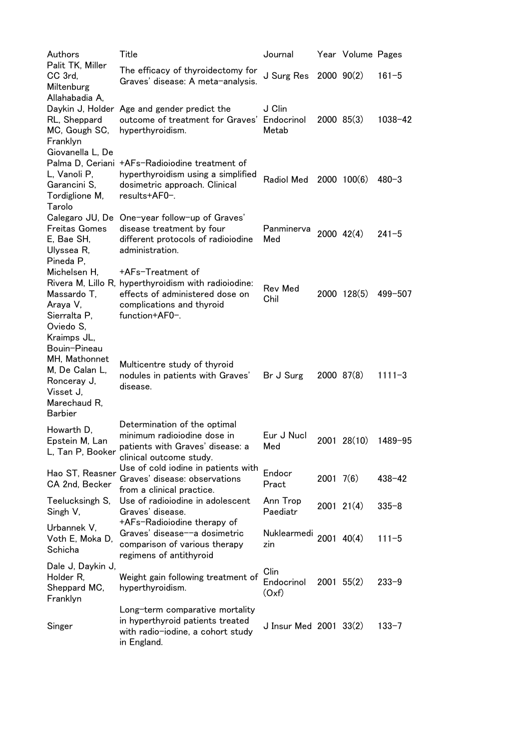| Authors | Title | Journal | Year | Volume | Pages |
|---|---|---|---|---|---|
| Palit TK, Miller CC 3rd, Miltenburg | The efficacy of thyroidectomy for Graves' disease: A meta-analysis. | J Surg Res | 2000 | 90(2) | 161–5 |
| Allahabadia A, Daykin J, Holder RL, Sheppard MC, Gough SC, Franklyn | Age and gender predict the outcome of treatment for Graves' hyperthyroidism. | J Clin Endocrinol Metab | 2000 | 85(3) | 1038–42 |
| Giovanella L, De Palma D, Ceriani L, Vanoli P, Garancini S, Tordiglione M, Tarolo | +AFs-Radioiodine treatment of hyperthyroidism using a simplified dosimetric approach. Clinical results+AF0-. | Radiol Med | 2000 | 100(6) | 480–3 |
| Calegaro JU, De Freitas Gomes E, Bae SH, Ulyssea R, | One-year follow-up of Graves' disease treatment by four different protocols of radioiodine administration. | Panminerva Med | 2000 | 42(4) | 241–5 |
| Pineda P, Michelsen H, Rivera M, Lillo R, Massardo T, Araya V, Sierralta P, Oviedo S, | +AFs-Treatment of hyperthyroidism with radioiodine: effects of administered dose on complications and thyroid function+AF0-. | Rev Med Chil | 2000 | 128(5) | 499–507 |
| Kraimps JL, Bouin-Pineau MH, Mathonnet M, De Calan L, Ronceray J, Visset J, Marechaud R, Barbier | Multicentre study of thyroid nodules in patients with Graves' disease. | Br J Surg | 2000 | 87(8) | 1111–3 |
| Howarth D, Epstein M, Lan L, Tan P, Booker | Determination of the optimal minimum radioiodine dose in patients with Graves' disease: a clinical outcome study. | Eur J Nucl Med | 2001 | 28(10) | 1489–95 |
| Hao ST, Reasner CA 2nd, Becker | Use of cold iodine in patients with Graves' disease: observations from a clinical practice. | Endocr Pract | 2001 | 7(6) | 438–42 |
| Teelucksingh S, Singh V, | Use of radioiodine in adolescent Graves' disease. | Ann Trop Paediatr | 2001 | 21(4) | 335–8 |
| Urbannek V, Voth E, Moka D, Schicha | +AFs-Radioiodine therapy of Graves' disease--a dosimetric comparison of various therapy regimens of antithyroid | Nuklearmedizin | 2001 | 40(4) | 111–5 |
| Dale J, Daykin J, Holder R, Sheppard MC, Franklyn | Weight gain following treatment of hyperthyroidism. | Clin Endocrinol (Oxf) | 2001 | 55(2) | 233–9 |
| Singer | Long-term comparative mortality in hyperthyroid patients treated with radio-iodine, a cohort study in England. | J Insur Med | 2001 | 33(2) | 133–7 |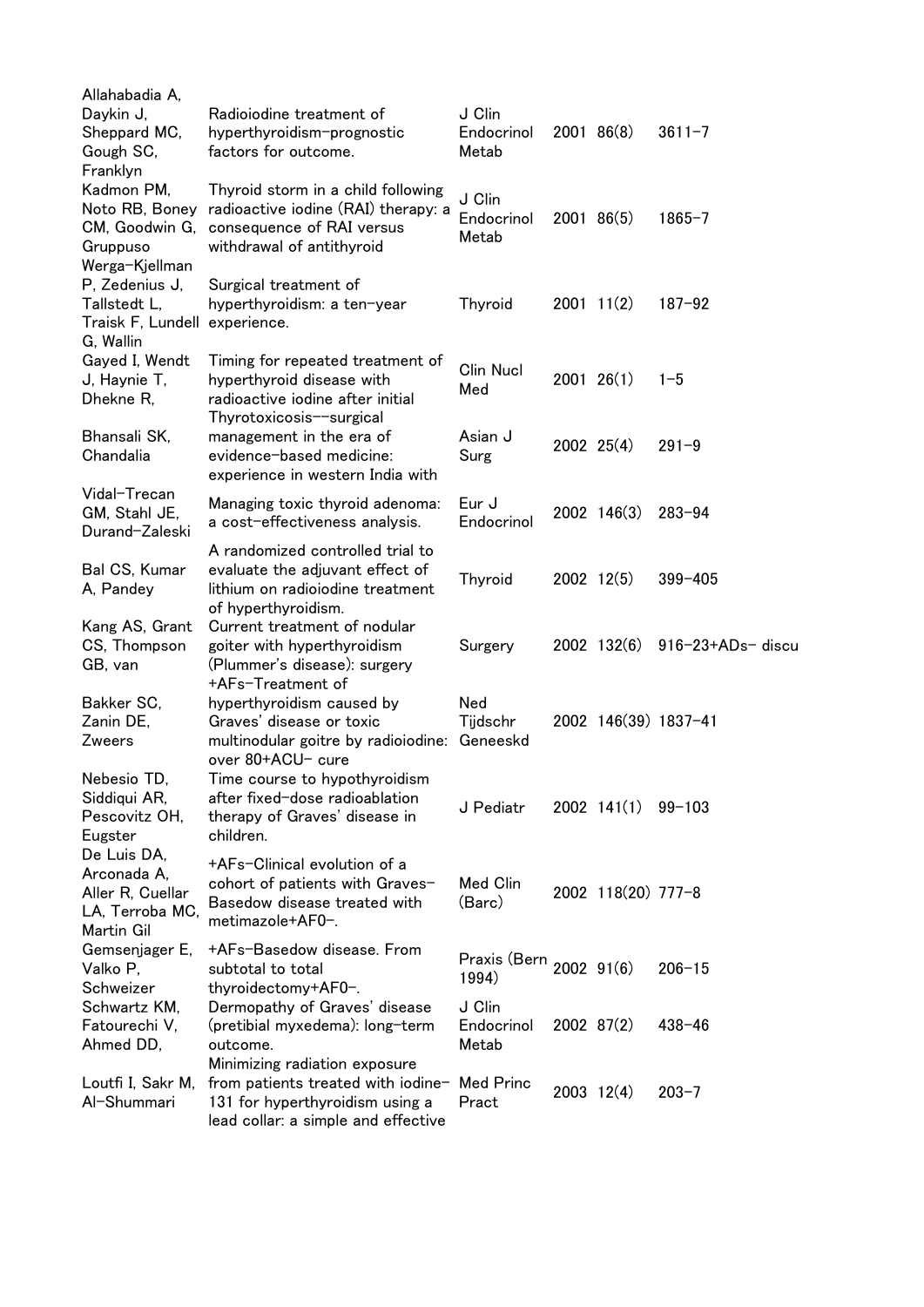| | | | | | |
|---|---|---|---|---|---|
| Allahabadia A, Daykin J, Sheppard MC, Gough SC, Franklyn | Radioiodine treatment of hyperthyroidism-prognostic factors for outcome. | J Clin Endocrinol Metab | 2001 | 86(8) | 3611-7 |
| Kadmon PM, Noto RB, Boney CM, Goodwin G, Gruppuso | Thyroid storm in a child following radioactive iodine (RAI) therapy: a consequence of RAI versus withdrawal of antithyroid | J Clin Endocrinol Metab | 2001 | 86(5) | 1865-7 |
| Werga-Kjellman P, Zedenius J, Tallstedt L, Traisk F, Lundell G, Wallin | Surgical treatment of hyperthyroidism: a ten-year experience. | Thyroid | 2001 | 11(2) | 187-92 |
| Gayed I, Wendt J, Haynie T, Dhekne R, | Timing for repeated treatment of hyperthyroid disease with radioactive iodine after initial | Clin Nucl Med | 2001 | 26(1) | 1-5 |
| Bhansali SK, Chandalia | Thyrotoxicosis--surgical management in the era of evidence-based medicine: experience in western India with | Asian J Surg | 2002 | 25(4) | 291-9 |
| Vidal-Trecan GM, Stahl JE, Durand-Zaleski | Managing toxic thyroid adenoma: a cost-effectiveness analysis. | Eur J Endocrinol | 2002 | 146(3) | 283-94 |
| Bal CS, Kumar A, Pandey | A randomized controlled trial to evaluate the adjuvant effect of lithium on radioiodine treatment of hyperthyroidism. | Thyroid | 2002 | 12(5) | 399-405 |
| Kang AS, Grant CS, Thompson GB, van | Current treatment of nodular goiter with hyperthyroidism (Plummer's disease): surgery | Surgery | 2002 | 132(6) | 916-23+ADs- discu |
| Bakker SC, Zanin DE, Zweers | +AFs-Treatment of hyperthyroidism caused by Graves' disease or toxic multinodular goitre by radioiodine: over 80+ACU- cure | Ned Tijdschr Geneeskd | 2002 | 146(39) | 1837-41 |
| Nebesio TD, Siddiqui AR, Pescovitz OH, Eugster | Time course to hypothyroidism after fixed-dose radioablation therapy of Graves' disease in children. | J Pediatr | 2002 | 141(1) | 99-103 |
| De Luis DA, Arconada A, Aller R, Cuellar LA, Terroba MC, Martin Gil | +AFs-Clinical evolution of a cohort of patients with Graves-Basedow disease treated with metimazole+AF0-. | Med Clin (Barc) | 2002 | 118(20) | 777-8 |
| Gemsenjager E, Valko P, Schweizer | +AFs-Basedow disease. From subtotal to total thyroidectomy+AF0-. | Praxis (Bern 1994) | 2002 | 91(6) | 206-15 |
| Schwartz KM, Fatourechi V, Ahmed DD, | Dermopathy of Graves' disease (pretibial myxedema): long-term outcome. | J Clin Endocrinol Metab | 2002 | 87(2) | 438-46 |
| Loutfi I, Sakr M, Al-Shummari | Minimizing radiation exposure from patients treated with iodine-131 for hyperthyroidism using a lead collar: a simple and effective | Med Princ Pract | 2003 | 12(4) | 203-7 |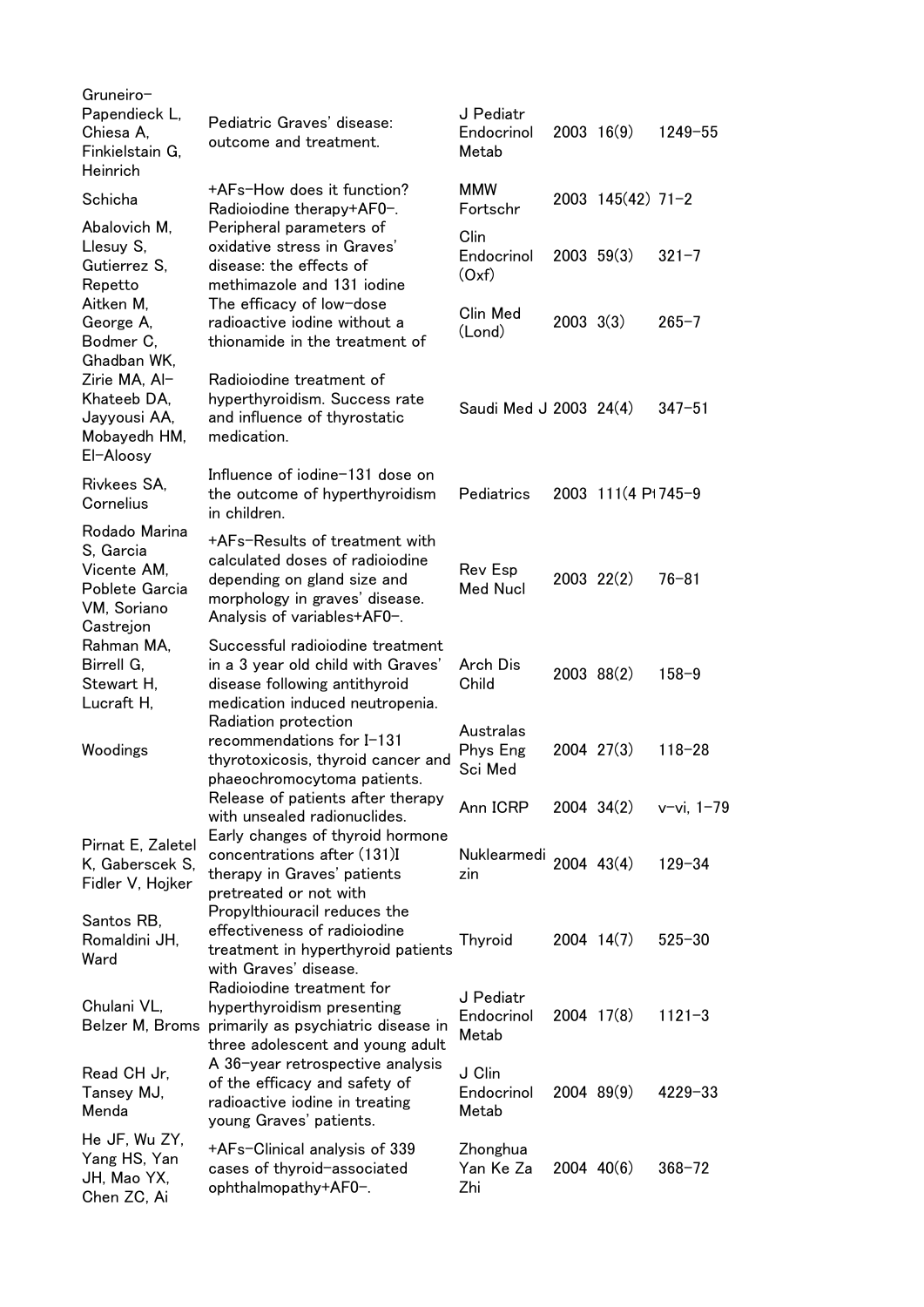| | | | | | |
|---|---|---|---|---|---|
| Gruneiro-Papendieck L, Chiesa A, Finkielstain G, Heinrich | Pediatric Graves' disease: outcome and treatment. | J Pediatr Endocrinol Metab | 2003 | 16(9) | 1249-55 |
| Schicha | +AFs-How does it function? Radioiodine therapy+AF0-. | MMW Fortschr | 2003 | 145(42) | 71-2 |
| Abalovich M, Llesuy S, Gutierrez S, Repetto | Peripheral parameters of oxidative stress in Graves' disease: the effects of methimazole and 131 iodine | Clin Endocrinol (Oxf) | 2003 | 59(3) | 321-7 |
| Aitken M, George A, Bodmer C, | The efficacy of low-dose radioactive iodine without a thionamide in the treatment of | Clin Med (Lond) | 2003 | 3(3) | 265-7 |
| Ghadban WK, Zirie MA, Al-Khateeb DA, Jayyousi AA, Mobayedh HM, El-Aloosy | Radioiodine treatment of hyperthyroidism. Success rate and influence of thyrostatic medication. | Saudi Med J | 2003 | 24(4) | 347-51 |
| Rivkees SA, Cornelius | Influence of iodine-131 dose on the outcome of hyperthyroidism in children. | Pediatrics | 2003 | 111(4 Pt | 745-9 |
| Rodado Marina S, Garcia Vicente AM, Poblete Garcia VM, Soriano Castrejon | +AFs-Results of treatment with calculated doses of radioiodine depending on gland size and morphology in graves' disease. Analysis of variables+AF0-. | Rev Esp Med Nucl | 2003 | 22(2) | 76-81 |
| Rahman MA, Birrell G, Stewart H, Lucraft H, | Successful radioiodine treatment in a 3 year old child with Graves' disease following antithyroid medication induced neutropenia. | Arch Dis Child | 2003 | 88(2) | 158-9 |
| Woodings | Radiation protection recommendations for I-131 thyrotoxicosis, thyroid cancer and phaeochromocytoma patients. | Australas Phys Eng Sci Med | 2004 | 27(3) | 118-28 |
| | Release of patients after therapy with unsealed radionuclides. | Ann ICRP | 2004 | 34(2) | v-vi, 1-79 |
| Pirnat E, Zaletel K, Gaberscek S, Fidler V, Hojker | Early changes of thyroid hormone concentrations after (131)I therapy in Graves' patients pretreated or not with | Nuklearmedizin | 2004 | 43(4) | 129-34 |
| Santos RB, Romaldini JH, Ward | Propylthiouracil reduces the effectiveness of radioiodine treatment in hyperthyroid patients with Graves' disease. | Thyroid | 2004 | 14(7) | 525-30 |
| Chulani VL, Belzer M, Broms | Radioiodine treatment for hyperthyroidism presenting primarily as psychiatric disease in three adolescent and young adult | J Pediatr Endocrinol Metab | 2004 | 17(8) | 1121-3 |
| Read CH Jr, Tansey MJ, Menda | A 36-year retrospective analysis of the efficacy and safety of radioactive iodine in treating young Graves' patients. | J Clin Endocrinol Metab | 2004 | 89(9) | 4229-33 |
| He JF, Wu ZY, Yang HS, Yan JH, Mao YX, Chen ZC, Ai | +AFs-Clinical analysis of 339 cases of thyroid-associated ophthalmopathy+AF0-. | Zhonghua Yan Ke Za Zhi | 2004 | 40(6) | 368-72 |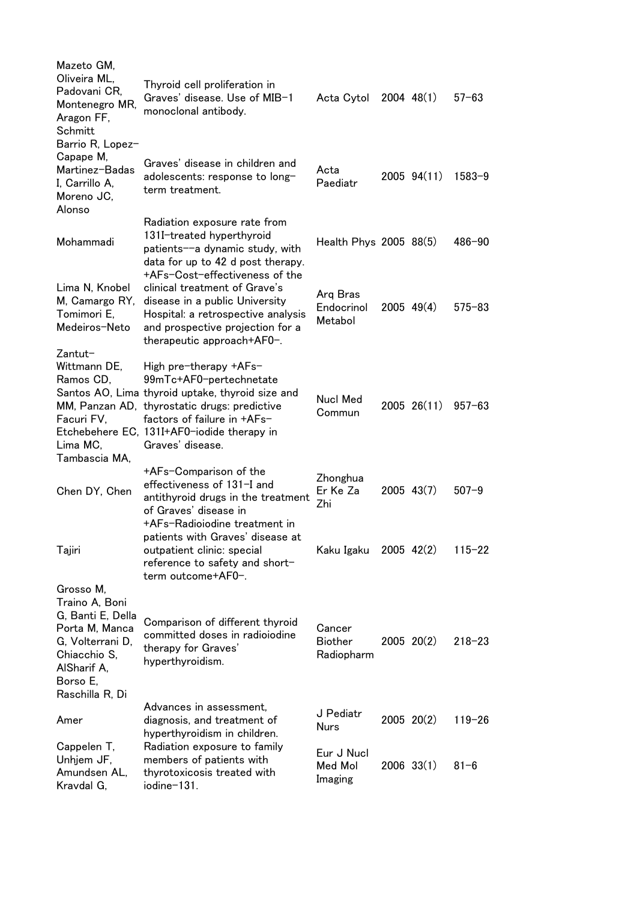| | | | | | |
|---|---|---|---|---|---|
| Mazeto GM, Oliveira ML, Padovani CR, Montenegro MR, Aragon FF, Schmitt | Thyroid cell proliferation in Graves' disease. Use of MIB-1 monoclonal antibody. | Acta Cytol | 2004 | 48(1) | 57-63 |
| Barrio R, Lopez-Capape M, Martinez-Badas I, Carrillo A, Moreno JC, Alonso | Graves' disease in children and adolescents: response to long-term treatment. | Acta Paediatr | 2005 | 94(11) | 1583-9 |
| Mohammadi | Radiation exposure rate from 131I-treated hyperthyroid patients--a dynamic study, with data for up to 42 d post therapy. | Health Phys | 2005 | 88(5) | 486-90 |
| Lima N, Knobel M, Camargo RY, Tomimori E, Medeiros-Neto | +AFs-Cost-effectiveness of the clinical treatment of Grave's disease in a public University Hospital: a retrospective analysis and prospective projection for a therapeutic approach+AF0-. | Arq Bras Endocrinol Metabol | 2005 | 49(4) | 575-83 |
| Zantut-Wittmann DE, Ramos CD, Santos AO, Lima MM, Panzan AD, Facuri FV, Etchebehere EC, Lima MC, Tambascia MA, | High pre-therapy +AFs-99mTc+AF0-pertechnetate thyroid uptake, thyroid size and thyrostatic drugs: predictive factors of failure in +AFs-131I+AF0-iodide therapy in Graves' disease. | Nucl Med Commun | 2005 | 26(11) | 957-63 |
| Chen DY, Chen | +AFs-Comparison of the effectiveness of 131-I and antithyroid drugs in the treatment of Graves' disease in | Zhonghua Er Ke Za Zhi | 2005 | 43(7) | 507-9 |
| Tajiri | +AFs-Radioiodine treatment in patients with Graves' disease at outpatient clinic: special reference to safety and short-term outcome+AF0-. | Kaku Igaku | 2005 | 42(2) | 115-22 |
| Grosso M, Traino A, Boni G, Banti E, Della Porta M, Manca G, Volterrani D, Chiacchio S, AlSharif A, Borso E, Raschilla R, Di | Comparison of different thyroid committed doses in radioiodine therapy for Graves' hyperthyroidism. | Cancer Biother Radiopharm | 2005 | 20(2) | 218-23 |
| Amer | Advances in assessment, diagnosis, and treatment of hyperthyroidism in children. | J Pediatr Nurs | 2005 | 20(2) | 119-26 |
| Cappelen T, Unhjem JF, Amundsen AL, Kravdal G, | Radiation exposure to family members of patients with thyrotoxicosis treated with iodine-131. | Eur J Nucl Med Mol Imaging | 2006 | 33(1) | 81-6 |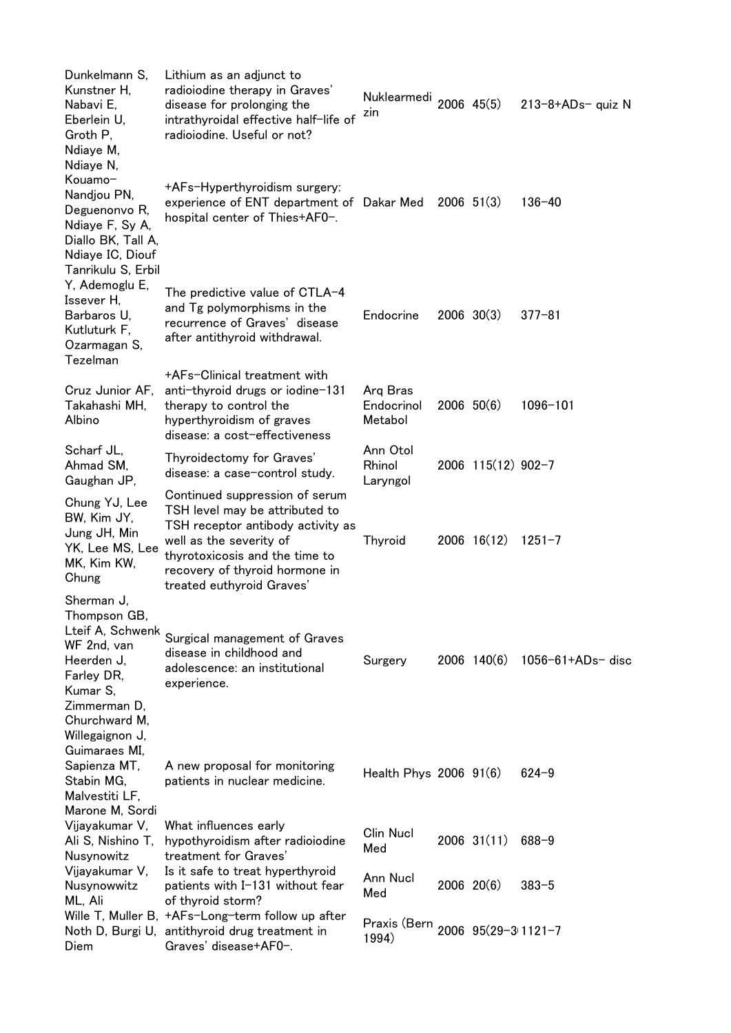| | | | | | |
|---|---|---|---|---|---|
| Dunkelmann S, Kunstner H, Nabavi E, Eberlein U, Groth P, | Lithium as an adjunct to radioiodine therapy in Graves' disease for prolonging the intrathyroidal effective half-life of radioiodine. Useful or not? | Nuklearmedizin | 2006 | 45(5) | 213-8+ADs- quiz N |
| Ndiaye M, Ndiaye N, Kouamo-Nandjou PN, Deguenonvo R, Ndiaye F, Sy A, Diallo BK, Tall A, Ndiaye IC, Diouf | +AFs-Hyperthyroidism surgery: experience of ENT department of hospital center of Thies+AF0-. | Dakar Med | 2006 | 51(3) | 136-40 |
| Tanrikulu S, Erbil Y, Ademoglu E, Issever H, Barbaros U, Kutluturk F, Ozarmagan S, Tezelman | The predictive value of CTLA-4 and Tg polymorphisms in the recurrence of Graves' disease after antithyroid withdrawal. | Endocrine | 2006 | 30(3) | 377-81 |
| Cruz Junior AF, Takahashi MH, Albino | +AFs-Clinical treatment with anti-thyroid drugs or iodine-131 therapy to control the hyperthyroidism of graves disease: a cost-effectiveness | Arq Bras Endocrinol Metabol | 2006 | 50(6) | 1096-101 |
| Scharf JL, Ahmad SM, Gaughan JP, | Thyroidectomy for Graves' disease: a case-control study. | Ann Otol Rhinol Laryngol | 2006 | 115(12) | 902-7 |
| Chung YJ, Lee BW, Kim JY, Jung JH, Min YK, Lee MS, Lee MK, Kim KW, Chung | Continued suppression of serum TSH level may be attributed to TSH receptor antibody activity as well as the severity of thyrotoxicosis and the time to recovery of thyroid hormone in treated euthyroid Graves' | Thyroid | 2006 | 16(12) | 1251-7 |
| Sherman J, Thompson GB, Lteif A, Schwenk WF 2nd, van Heerden J, Farley DR, Kumar S, Zimmerman D, Churchward M, | Surgical management of Graves disease in childhood and adolescence: an institutional experience. | Surgery | 2006 | 140(6) | 1056-61+ADs- disc |
| Willegaignon J, Guimaraes MI, Sapienza MT, Stabin MG, Malvestiti LF, Marone M, Sordi | A new proposal for monitoring patients in nuclear medicine. | Health Phys | 2006 | 91(6) | 624-9 |
| Vijayakumar V, Ali S, Nishino T, Nusynowitz | What influences early hypothyroidism after radioiodine treatment for Graves' | Clin Nucl Med | 2006 | 31(11) | 688-9 |
| Vijayakumar V, Nusynowwitz ML, Ali | Is it safe to treat hyperthyroid patients with I-131 without fear of thyroid storm? | Ann Nucl Med | 2006 | 20(6) | 383-5 |
| Wille T, Muller B, Noth D, Burgi U, Diem | +AFs-Long-term follow up after antithyroid drug treatment in Graves' disease+AF0-. | Praxis (Bern 1994) | 2006 | 95(29-3 | 1121-7 |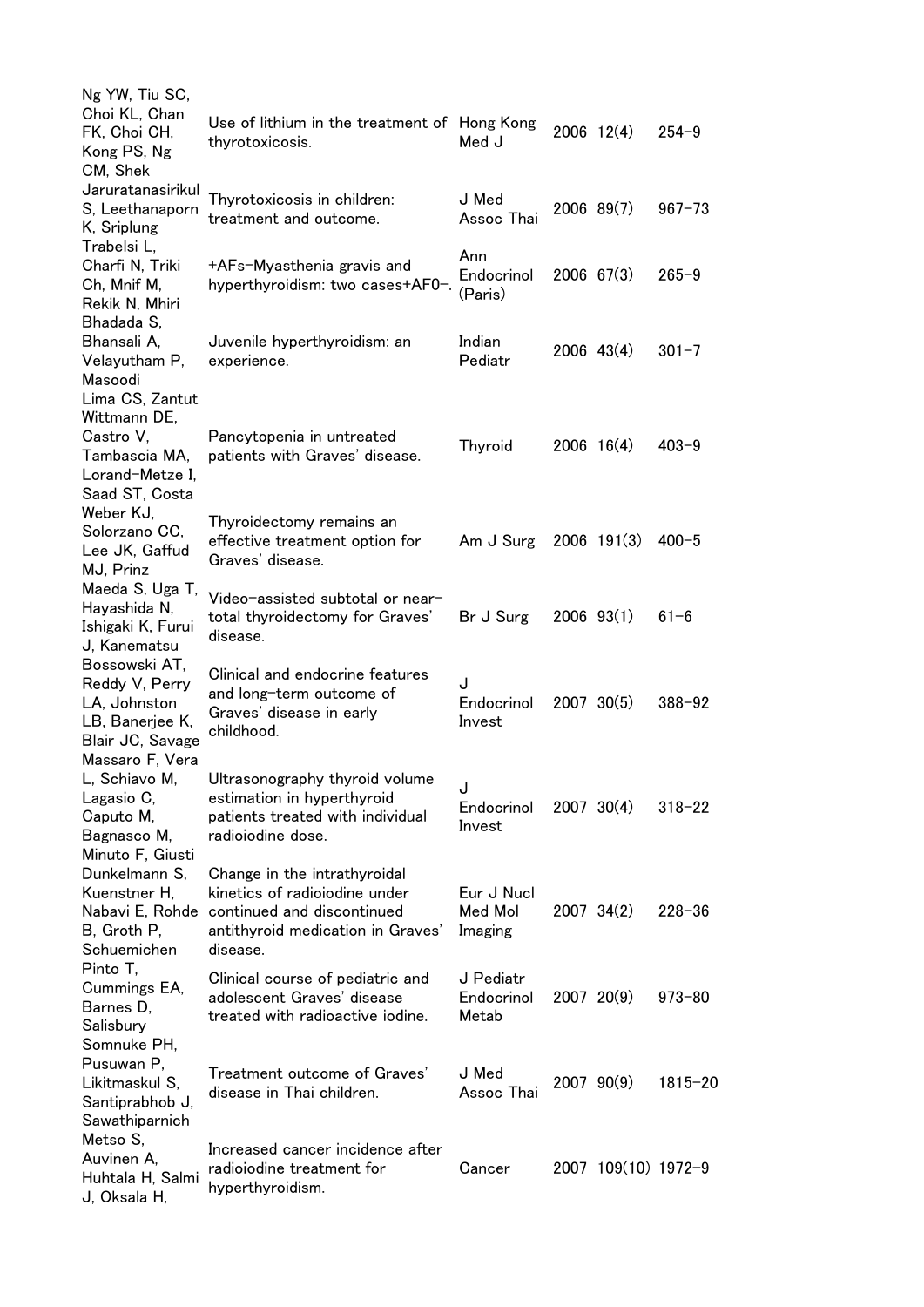| | | | | | |
|---|---|---|---|---|---|
| Ng YW, Tiu SC, Choi KL, Chan FK, Choi CH, Kong PS, Ng CM, Shek | Use of lithium in the treatment of thyrotoxicosis. | Hong Kong Med J | 2006 | 12(4) | 254–9 |
| Jaruratanasirikul S, Leethanaporn K, Sriplung | Thyrotoxicosis in children: treatment and outcome. | J Med Assoc Thai | 2006 | 89(7) | 967–73 |
| Trabelsi L, Charfi N, Triki Ch, Mnif M, Rekik N, Mhiri | +AFs–Myasthenia gravis and hyperthyroidism: two cases+AF0–. | Ann Endocrinol (Paris) | 2006 | 67(3) | 265–9 |
| Bhadada S, Bhansali A, Velayutham P, Masoodi | Juvenile hyperthyroidism: an experience. | Indian Pediatr | 2006 | 43(4) | 301–7 |
| Lima CS, Zantut Wittmann DE, Castro V, Tambascia MA, Lorand–Metze I, Saad ST, Costa | Pancytopenia in untreated patients with Graves' disease. | Thyroid | 2006 | 16(4) | 403–9 |
| Weber KJ, Solorzano CC, Lee JK, Gaffud MJ, Prinz | Thyroidectomy remains an effective treatment option for Graves' disease. | Am J Surg | 2006 | 191(3) | 400–5 |
| Maeda S, Uga T, Hayashida N, Ishigaki K, Furui J, Kanematsu | Video–assisted subtotal or near–total thyroidectomy for Graves' disease. | Br J Surg | 2006 | 93(1) | 61–6 |
| Bossowski AT, Reddy V, Perry LA, Johnston LB, Banerjee K, Blair JC, Savage | Clinical and endocrine features and long–term outcome of Graves' disease in early childhood. | J Endocrinol Invest | 2007 | 30(5) | 388–92 |
| Massaro F, Vera L, Schiavo M, Lagasio C, Caputo M, Bagnasco M, Minuto F, Giusti | Ultrasonography thyroid volume estimation in hyperthyroid patients treated with individual radioiodine dose. | J Endocrinol Invest | 2007 | 30(4) | 318–22 |
| Dunkelmann S, Kuenstner H, Nabavi E, Rohde B, Groth P, Schuemichen | Change in the intrathyroidal kinetics of radioiodine under continued and discontinued antithyroid medication in Graves' disease. | Eur J Nucl Med Mol Imaging | 2007 | 34(2) | 228–36 |
| Pinto T, Cummings EA, Barnes D, Salisbury | Clinical course of pediatric and adolescent Graves' disease treated with radioactive iodine. | J Pediatr Endocrinol Metab | 2007 | 20(9) | 973–80 |
| Somnuke PH, Pusuwan P, Likitmaskul S, Santiprabhob J, Sawathiparnich | Treatment outcome of Graves' disease in Thai children. | J Med Assoc Thai | 2007 | 90(9) | 1815–20 |
| Metso S, Auvinen A, Huhtala H, Salmi J, Oksala H, | Increased cancer incidence after radioiodine treatment for hyperthyroidism. | Cancer | 2007 | 109(10) | 1972–9 |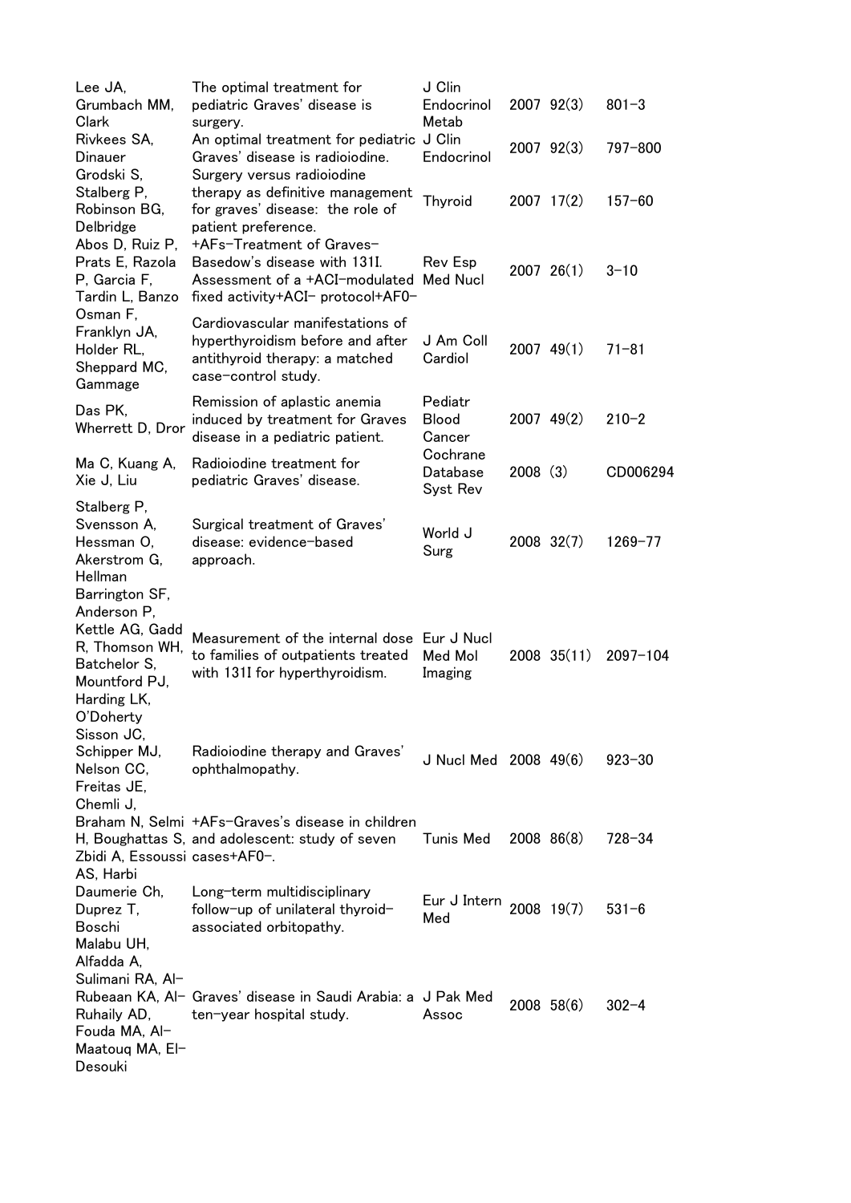| | | | | | |
|---|---|---|---|---|---|
| Lee JA, Grumbach MM, Clark | The optimal treatment for pediatric Graves' disease is surgery. | J Clin Endocrinol Metab | 2007 | 92(3) | 801–3 |
| Rivkees SA, Dinauer | An optimal treatment for pediatric Graves' disease is radioiodine. | J Clin Endocrinol | 2007 | 92(3) | 797–800 |
| Grodski S, Stalberg P, Robinson BG, Delbridge | Surgery versus radioiodine therapy as definitive management for graves' disease: the role of patient preference. | Thyroid | 2007 | 17(2) | 157–60 |
| Abos D, Ruiz P, Prats E, Razola P, Garcia F, Tardin L, Banzo | +AFs–Treatment of Graves–Basedow's disease with 131I. Assessment of a +ACI–modulated fixed activity+ACI– protocol+AF0– | Rev Esp Med Nucl | 2007 | 26(1) | 3–10 |
| Osman F, Franklyn JA, Holder RL, Sheppard MC, Gammage | Cardiovascular manifestations of hyperthyroidism before and after antithyroid therapy: a matched case–control study. | J Am Coll Cardiol | 2007 | 49(1) | 71–81 |
| Das PK, Wherrett D, Dror | Remission of aplastic anemia induced by treatment for Graves disease in a pediatric patient. | Pediatr Blood Cancer | 2007 | 49(2) | 210–2 |
| Ma C, Kuang A, Xie J, Liu | Radioiodine treatment for pediatric Graves' disease. | Cochrane Database Syst Rev | 2008 | (3) | CD006294 |
| Stalberg P, Svensson A, Hessman O, Akerstrom G, Hellman | Surgical treatment of Graves' disease: evidence–based approach. | World J Surg | 2008 | 32(7) | 1269–77 |
| Barrington SF, Anderson P, Kettle AG, Gadd R, Thomson WH, Batchelor S, Mountford PJ, Harding LK, O'Doherty | Measurement of the internal dose to families of outpatients treated with 131I for hyperthyroidism. | Eur J Nucl Med Mol Imaging | 2008 | 35(11) | 2097–104 |
| Sisson JC, Schipper MJ, Nelson CC, Freitas JE, | Radioiodine therapy and Graves' ophthalmopathy. | J Nucl Med | 2008 | 49(6) | 923–30 |
| Chemli J, Braham N, Selmi H, Boughattas S, Zbidi A, Essoussi AS, Harbi | +AFs–Graves's disease in children and adolescent: study of seven cases+AF0–. | Tunis Med | 2008 | 86(8) | 728–34 |
| Daumerie Ch, Duprez T, Boschi | Long–term multidisciplinary follow–up of unilateral thyroid–associated orbitopathy. | Eur J Intern Med | 2008 | 19(7) | 531–6 |
| Malabu UH, Alfadda A, Sulimani RA, Al–Rubeaan KA, Al–Ruhaily AD, Fouda MA, Al–Maatouq MA, El–Desouki | Graves' disease in Saudi Arabia: a ten–year hospital study. | J Pak Med Assoc | 2008 | 58(6) | 302–4 |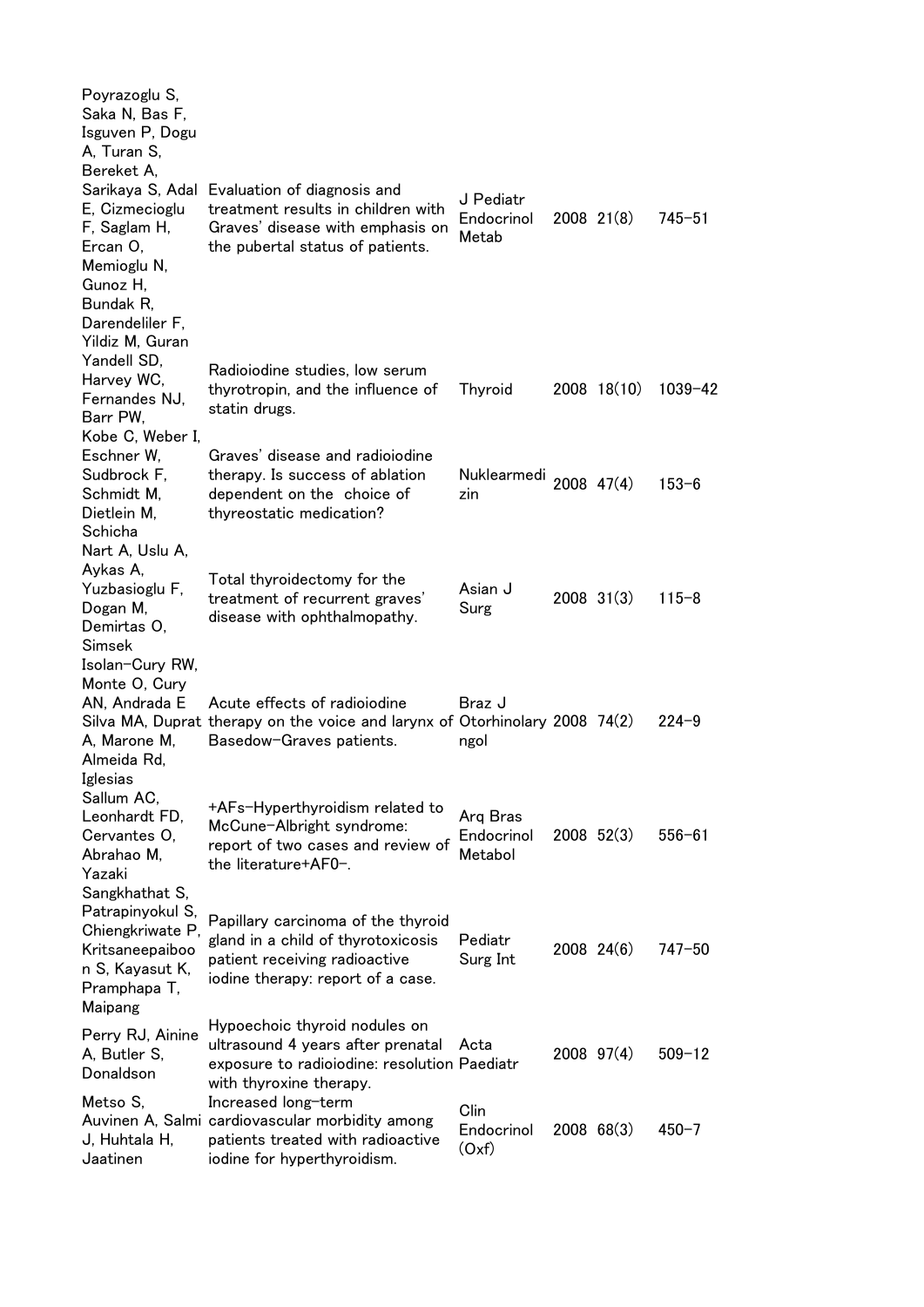| | | | | | |
|---|---|---|---|---|---|
| Poyrazoglu S, Saka N, Bas F, Isguven P, Dogu A, Turan S, Bereket A, Sarikaya S, Adal E, Cizmecioglu F, Saglam H, Ercan O, Memioglu N, Gunoz H, Bundak R, Darendeliler F, Yildiz M, Guran | Evaluation of diagnosis and treatment results in children with Graves' disease with emphasis on the pubertal status of patients. | J Pediatr Endocrinol Metab | 2008 | 21(8) | 745–51 |
| Yandell SD, Harvey WC, Fernandes NJ, Barr PW, | Radioiodine studies, low serum thyrotropin, and the influence of statin drugs. | Thyroid | 2008 | 18(10) | 1039–42 |
| Kobe C, Weber I, Eschner W, Sudbrock F, Schmidt M, Dietlein M, Schicha | Graves' disease and radioiodine therapy. Is success of ablation dependent on the choice of thyreostatic medication? | Nuklearmedizin | 2008 | 47(4) | 153–6 |
| Nart A, Uslu A, Aykas A, Yuzbasioglu F, Dogan M, Demirtas O, Simsek | Total thyroidectomy for the treatment of recurrent graves' disease with ophthalmopathy. | Asian J Surg | 2008 | 31(3) | 115–8 |
| Isolan-Cury RW, Monte O, Cury AN, Andrada E Silva MA, Duprat A, Marone M, Almeida Rd, Iglesias | Acute effects of radioiodine therapy on the voice and larynx of Basedow-Graves patients. | Braz J Otorhinolaryngol | 2008 | 74(2) | 224–9 |
| Sallum AC, Leonhardt FD, Cervantes O, Abrahao M, Yazaki | +AFs-Hyperthyroidism related to McCune-Albright syndrome: report of two cases and review of the literature+AF0-. | Arq Bras Endocrinol Metabol | 2008 | 52(3) | 556–61 |
| Sangkhathat S, Patrapinyokul S, Chiengkriwate P, Kritsaneepaiboon S, Kayasut K, Pramphapa T, Maipang | Papillary carcinoma of the thyroid gland in a child of thyrotocixosis patient receiving radioactive iodine therapy: report of a case. | Pediatr Surg Int | 2008 | 24(6) | 747–50 |
| Perry RJ, Ainine A, Butler S, Donaldson | Hypoechoic thyroid nodules on ultrasound 4 years after prenatal exposure to radioiodine: resolution with thyroxine therapy. | Acta Paediatr | 2008 | 97(4) | 509–12 |
| Metso S, Auvinen A, Salmi J, Huhtala H, Jaatinen | Increased long-term cardiovascular morbidity among patients treated with radioactive iodine for hyperthyroidism. | Clin Endocrinol (Oxf) | 2008 | 68(3) | 450–7 |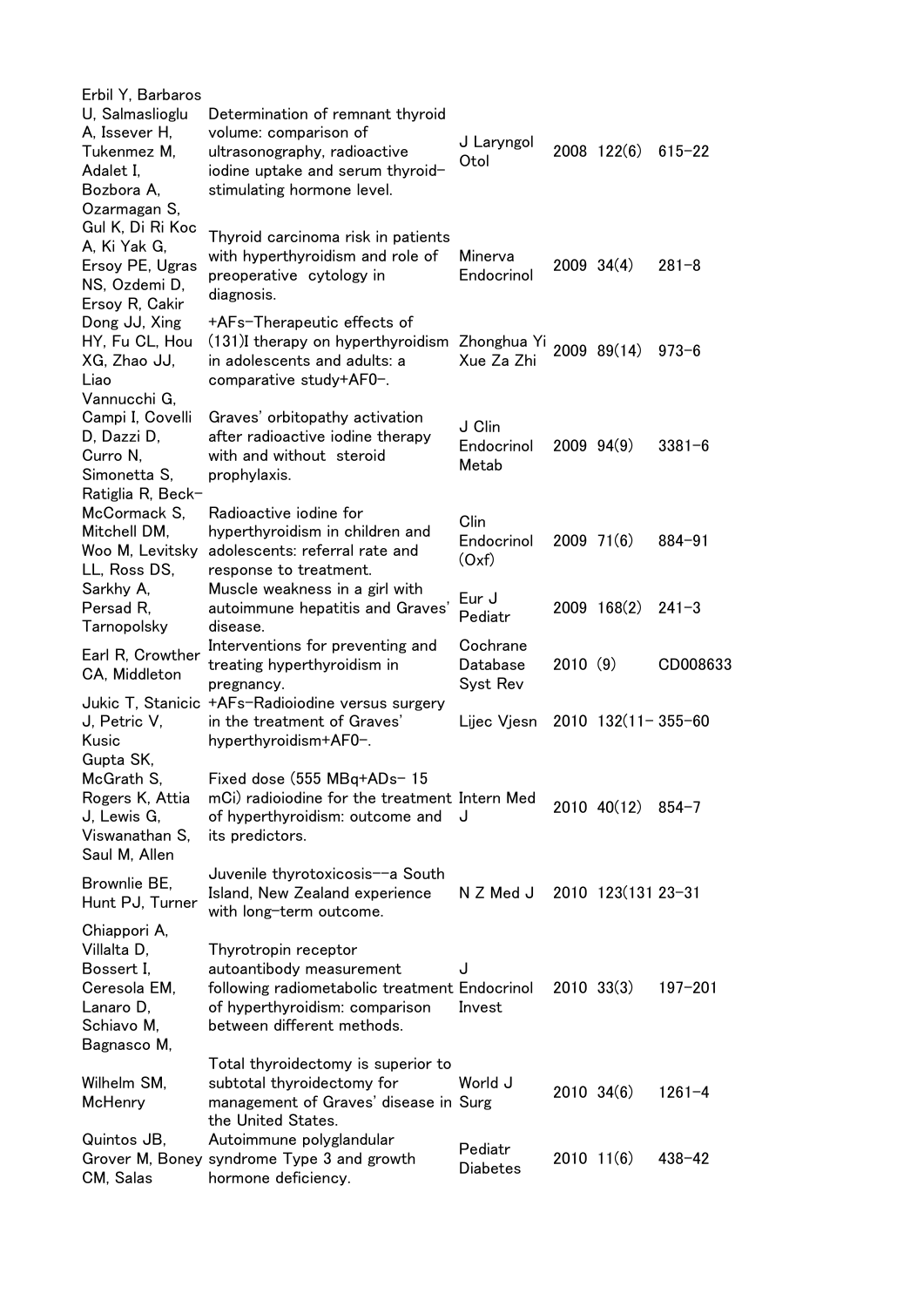| | | | | | |
|---|---|---|---|---|---|
| Erbil Y, Barbaros U, Salmaslioglu A, Issever H, Tukenmez M, Adalet I, Bozbora A, Ozarmagan S, | Determination of remnant thyroid volume: comparison of ultrasonography, radioactive iodine uptake and serum thyroid-stimulating hormone level. | J Laryngol Otol | 2008 | 122(6) | 615-22 |
| Gul K, Di Ri Koc A, Ki Yak G, Ersoy PE, Ugras NS, Ozdemi D, Ersoy R, Cakir | Thyroid carcinoma risk in patients with hyperthyroidism and role of preoperative cytology in diagnosis. | Minerva Endocrinol | 2009 | 34(4) | 281-8 |
| Dong JJ, Xing HY, Fu CL, Hou XG, Zhao JJ, Liao | +AFs-Therapeutic effects of (131)I therapy on hyperthyroidism in adolescents and adults: a comparative study+AF0-. | Zhonghua Yi Xue Za Zhi | 2009 | 89(14) | 973-6 |
| Vannucchi G, Campi I, Covelli D, Dazzi D, Curro N, Simonetta S, | Graves' orbitopathy activation after radioactive iodine therapy with and without steroid prophylaxis. | J Clin Endocrinol Metab | 2009 | 94(9) | 3381-6 |
| Ratiglia R, Beck-McCormack S, Mitchell DM, Woo M, Levitsky LL, Ross DS, | Radioactive iodine for hyperthyroidism in children and adolescents: referral rate and response to treatment. | Clin Endocrinol (Oxf) | 2009 | 71(6) | 884-91 |
| Sarkhy A, Persad R, Tarnopolsky | Muscle weakness in a girl with autoimmune hepatitis and Graves' disease. | Eur J Pediatr | 2009 | 168(2) | 241-3 |
| Earl R, Crowther CA, Middleton | Interventions for preventing and treating hyperthyroidism in pregnancy. | Cochrane Database Syst Rev | 2010 | (9) | CD008633 |
| Jukic T, Stanicic J, Petric V, Kusic | +AFs-Radioiodine versus surgery in the treatment of Graves' hyperthyroidism+AF0-. | Lijec Vjesn | 2010 | 132(11- | 355-60 |
| Gupta SK, McGrath S, Rogers K, Attia J, Lewis G, Viswanathan S, Saul M, Allen | Fixed dose (555 MBq+ADs- 15 mCi) radioiodine for the treatment of hyperthyroidism: outcome and its predictors. | Intern Med J | 2010 | 40(12) | 854-7 |
| Brownlie BE, Hunt PJ, Turner | Juvenile thyrotoxicosis--a South Island, New Zealand experience with long-term outcome. | N Z Med J | 2010 | 123(131 | 23-31 |
| Chiappori A, Villalta D, Bossert I, Ceresola EM, Lanaro D, Schiavo M, Bagnasco M, | Thyrotropin receptor autoantibody measurement following radiometabolic treatment of hyperthyroidism: comparison between different methods. | J Endocrinol Invest | 2010 | 33(3) | 197-201 |
| Wilhelm SM, McHenry | Total thyroidectomy is superior to subtotal thyroidectomy for management of Graves' disease in the United States. | World J Surg | 2010 | 34(6) | 1261-4 |
| Quintos JB, Grover M, Boney CM, Salas | Autoimmune polyglandular syndrome Type 3 and growth hormone deficiency. | Pediatr Diabetes | 2010 | 11(6) | 438-42 |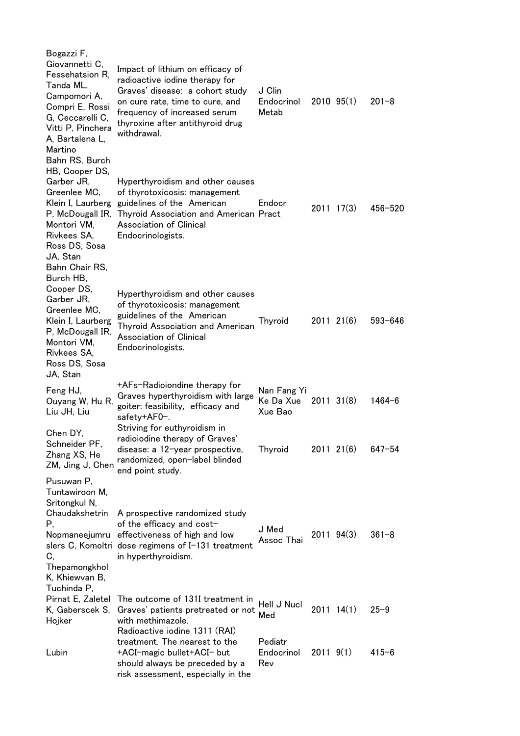| | | | | | |
|---|---|---|---|---|---|
| Bogazzi F, Giovannetti C, Fessehatsion R, Tanda ML, Campomori A, Compri E, Rossi G, Ceccarelli C, Vitti P, Pinchera A, Bartalena L, Martino | Impact of lithium on efficacy of radioactive iodine therapy for Graves' disease: a cohort study on cure rate, time to cure, and frequency of increased serum thyroxine after antithyroid drug withdrawal. | J Clin Endocrinol Metab | 2010 | 95(1) | 201–8 |
| Bahn RS, Burch HB, Cooper DS, Garber JR, Greenlee MC, Klein I, Laurberg P, McDougall IR, Montori VM, Rivkees SA, Ross DS, Sosa JA, Stan | Hyperthyroidism and other causes of thyrotoxicosis: management guidelines of the American Thyroid Association and American Association of Clinical Endocrinologists. | Endocr Pract | 2011 | 17(3) | 456–520 |
| Bahn Chair RS, Burch HB, Cooper DS, Garber JR, Greenlee MC, Klein I, Laurberg P, McDougall IR, Montori VM, Rivkees SA, Ross DS, Sosa JA, Stan | Hyperthyroidism and other causes of thyrotoxicosis: management guidelines of the American Thyroid Association and American Association of Clinical Endocrinologists. | Thyroid | 2011 | 21(6) | 593–646 |
| Feng HJ, Ouyang W, Hu R, Liu JH, Liu | +AFs-Radioiondine therapy for Graves hyperthyroidism with large goiter: feasibility, efficacy and safety+AF0-. | Nan Fang Yi Ke Da Xue Xue Bao | 2011 | 31(8) | 1464–6 |
| Chen DY, Schneider PF, Zhang XS, He ZM, Jing J, Chen | Striving for euthyroidism in radioiodine therapy of Graves' disease: a 12-year prospective, randomized, open-label blinded end point study. | Thyroid | 2011 | 21(6) | 647–54 |
| Pusuwan P, Tuntawiroon M, Sritongkul N, Chaudakshetrin P, Nopmaneejumruslers C, Komoltri C, Thepamongkhol K, Khiewvan B, Tuchinda P, | A prospective randomized study of the efficacy and cost-effectiveness of high and low dose regimens of I-131 treatment in hyperthyroidism. | J Med Assoc Thai | 2011 | 94(3) | 361–8 |
| Pirnat E, Zaletel K, Gaberscek S, Hojker | The outcome of 131I treatment in Graves' patients pretreated or not with methimazole. | Hell J Nucl Med | 2011 | 14(1) | 25–9 |
| Lubin | Radioactive iodine 131I (RAI) treatment. The nearest to the +ACI-magic bullet+ACI- but should always be preceded by a risk assessment, especially in the | Pediatr Endocrinol Rev | 2011 | 9(1) | 415–6 |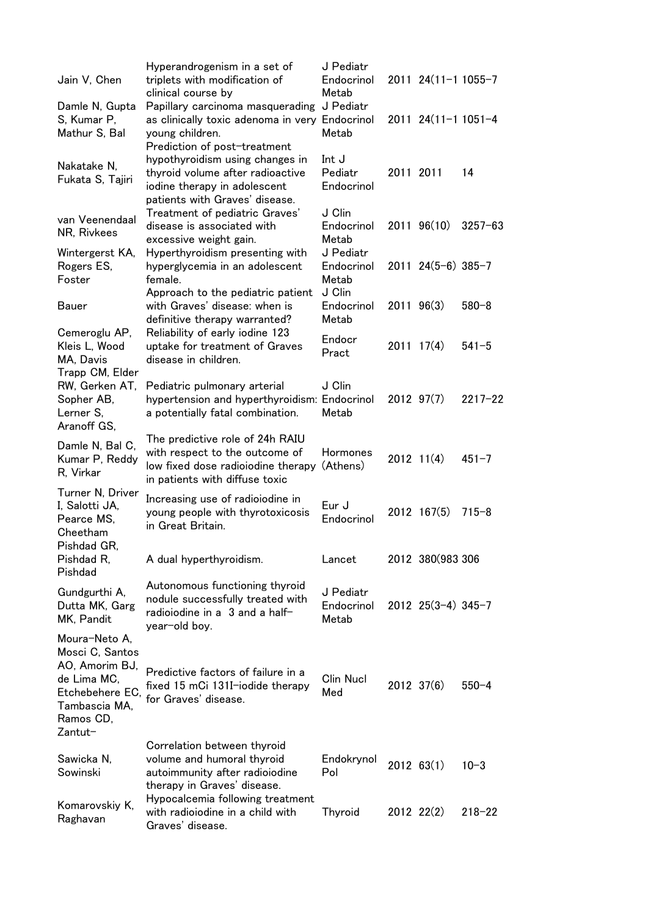| | | | | | |
|---|---|---|---|---|---|
| Jain V, Chen | Hyperandrogenism in a set of triplets with modification of clinical course by | J Pediatr Endocrinol Metab | 2011 | 24(11-1 | 1055-7 |
| Damle N, Gupta S, Kumar P, Mathur S, Bal | Papillary carcinoma masquerading as clinically toxic adenoma in very young children. | J Pediatr Endocrinol Metab | 2011 | 24(11-1 | 1051-4 |
| Nakatake N, Fukata S, Tajiri | Prediction of post-treatment hypothyroidism using changes in thyroid volume after radioactive iodine therapy in adolescent patients with Graves' disease. | Int J Pediatr Endocrinol | 2011 | 2011 | 14 |
| van Veenendaal NR, Rivkees | Treatment of pediatric Graves' disease is associated with excessive weight gain. | J Clin Endocrinol Metab | 2011 | 96(10) | 3257-63 |
| Wintergerst KA, Rogers ES, Foster | Hyperthyroidism presenting with hyperglycemia in an adolescent female. | J Pediatr Endocrinol Metab | 2011 | 24(5-6) | 385-7 |
| Bauer | Approach to the pediatric patient with Graves' disease: when is definitive therapy warranted? | J Clin Endocrinol Metab | 2011 | 96(3) | 580-8 |
| Cemeroglu AP, Kleis L, Wood MA, Davis | Reliability of early iodine 123 uptake for treatment of Graves disease in children. | Endocr Pract | 2011 | 17(4) | 541-5 |
| Trapp CM, Elder RW, Gerken AT, Sopher AB, Lerner S, Aranoff GS, | Pediatric pulmonary arterial hypertension and hyperthyroidism: a potentially fatal combination. | J Clin Endocrinol Metab | 2012 | 97(7) | 2217-22 |
| Damle N, Bal C, Kumar P, Reddy R, Virkar | The predictive role of 24h RAIU with respect to the outcome of low fixed dose radioiodine therapy in patients with diffuse toxic | Hormones (Athens) | 2012 | 11(4) | 451-7 |
| Turner N, Driver I, Salotti JA, Pearce MS, Cheetham | Increasing use of radioiodine in young people with thyrotoxicosis in Great Britain. | Eur J Endocrinol | 2012 | 167(5) | 715-8 |
| Pishdad GR, Pishdad R, Pishdad | A dual hyperthyroidism. | Lancet | 2012 | 380(983 | 306 |
| Gundgurthi A, Dutta MK, Garg MK, Pandit | Autonomous functioning thyroid nodule successfully treated with radioiodine in a 3 and a half-year-old boy. | J Pediatr Endocrinol Metab | 2012 | 25(3-4) | 345-7 |
| Moura-Neto A, Mosci C, Santos AO, Amorim BJ, de Lima MC, Etchebehere EC, Tambascia MA, Ramos CD, Zantut- | Predictive factors of failure in a fixed 15 mCi 131I-iodide therapy for Graves' disease. | Clin Nucl Med | 2012 | 37(6) | 550-4 |
| Sawicka N, Sowinski | Correlation between thyroid volume and humoral thyroid autoimmunity after radioiodine therapy in Graves' disease. | Endokrynol Pol | 2012 | 63(1) | 10-3 |
| Komarovskiy K, Raghavan | Hypocalcemia following treatment with radioiodine in a child with Graves' disease. | Thyroid | 2012 | 22(2) | 218-22 |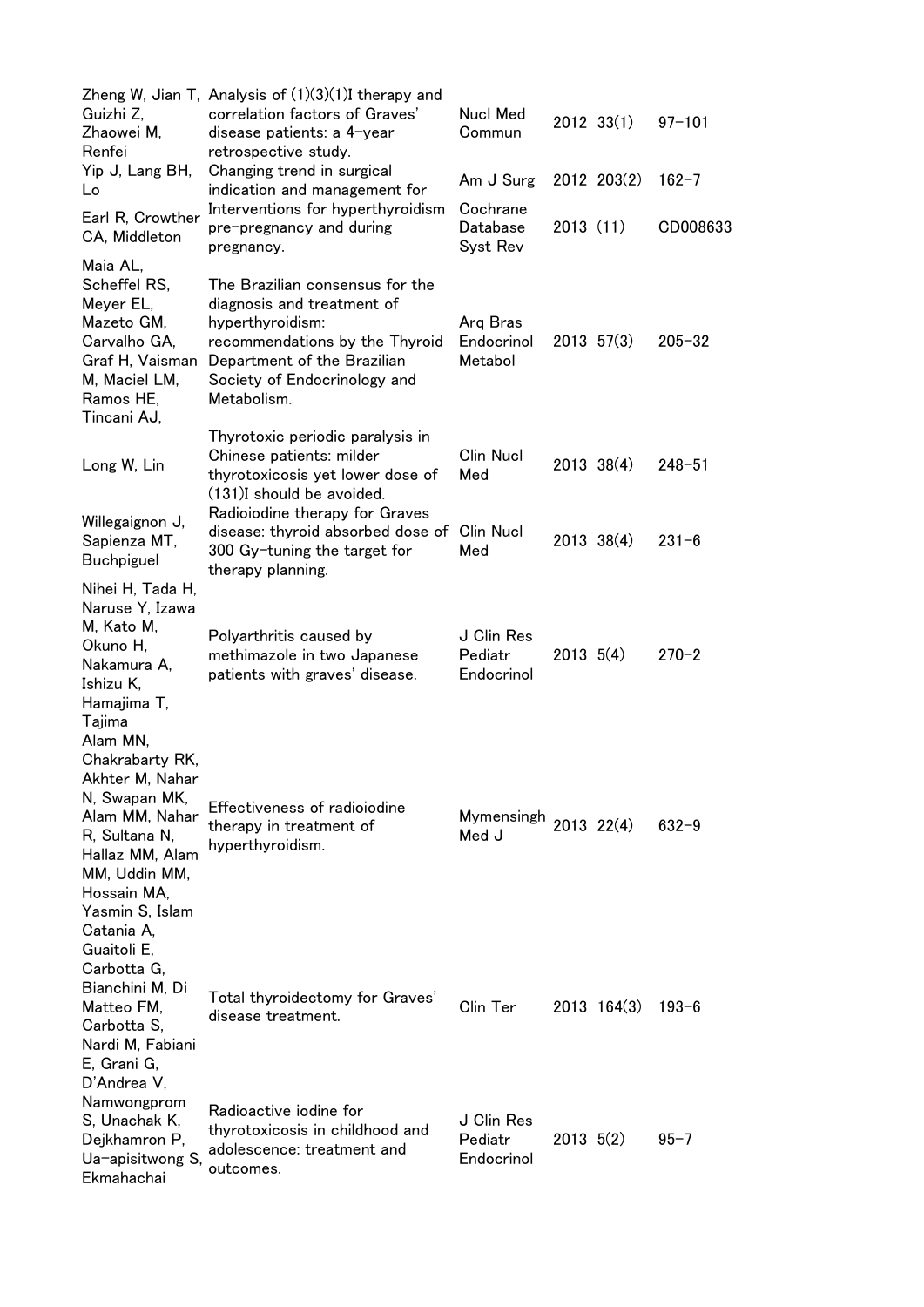| | | | | | |
|---|---|---|---|---|---|
| Zheng W, Jian T, Guizhi Z, Zhaowei M, Renfei | Analysis of (1)(3)(1)I therapy and correlation factors of Graves' disease patients: a 4-year retrospective study. | Nucl Med Commun | 2012 | 33(1) | 97–101 |
| Yip J, Lang BH, Lo | Changing trend in surgical indication and management for | Am J Surg | 2012 | 203(2) | 162–7 |
| Earl R, Crowther CA, Middleton | Interventions for hyperthyroidism pre-pregnancy and during pregnancy. | Cochrane Database Syst Rev | 2013 | (11) | CD008633 |
| Maia AL, Scheffel RS, Meyer EL, Mazeto GM, Carvalho GA, Graf H, Vaisman M, Maciel LM, Ramos HE, Tincani AJ, | The Brazilian consensus for the diagnosis and treatment of hyperthyroidism: recommendations by the Thyroid Department of the Brazilian Society of Endocrinology and Metabolism. | Arq Bras Endocrinol Metabol | 2013 | 57(3) | 205–32 |
| Long W, Lin | Thyrotoxic periodic paralysis in Chinese patients: milder thyrotoxicosis yet lower dose of (131)I should be avoided. | Clin Nucl Med | 2013 | 38(4) | 248–51 |
| Willegaignon J, Sapienza MT, Buchpiguel | Radioiodine therapy for Graves disease: thyroid absorbed dose of 300 Gy-tuning the target for therapy planning. | Clin Nucl Med | 2013 | 38(4) | 231–6 |
| Nihei H, Tada H, Naruse Y, Izawa M, Kato M, Okuno H, Nakamura A, Ishizu K, Hamajima T, Tajima | Polyarthritis caused by methimazole in two Japanese patients with graves' disease. | J Clin Res Pediatr Endocrinol | 2013 | 5(4) | 270–2 |
| Alam MN, Chakrabarty RK, Akhter M, Nahar N, Swapan MK, Alam MM, Nahar R, Sultana N, Hallaz MM, Alam MM, Uddin MM, Hossain MA, Yasmin S, Islam | Effectiveness of radioiodine therapy in treatment of hyperthyroidism. | Mymensingh Med J | 2013 | 22(4) | 632–9 |
| Catania A, Guaitoli E, Carbotta G, Bianchini M, Di Matteo FM, Carbotta S, Nardi M, Fabiani E, Grani G, D'Andrea V, | Total thyroidectomy for Graves' disease treatment. | Clin Ter | 2013 | 164(3) | 193–6 |
| Namwongprom S, Unachak K, Dejkhamron P, Ua-apisitwong S, Ekmahachai | Radioactive iodine for thyrotoxicosis in childhood and adolescence: treatment and outcomes. | J Clin Res Pediatr Endocrinol | 2013 | 5(2) | 95–7 |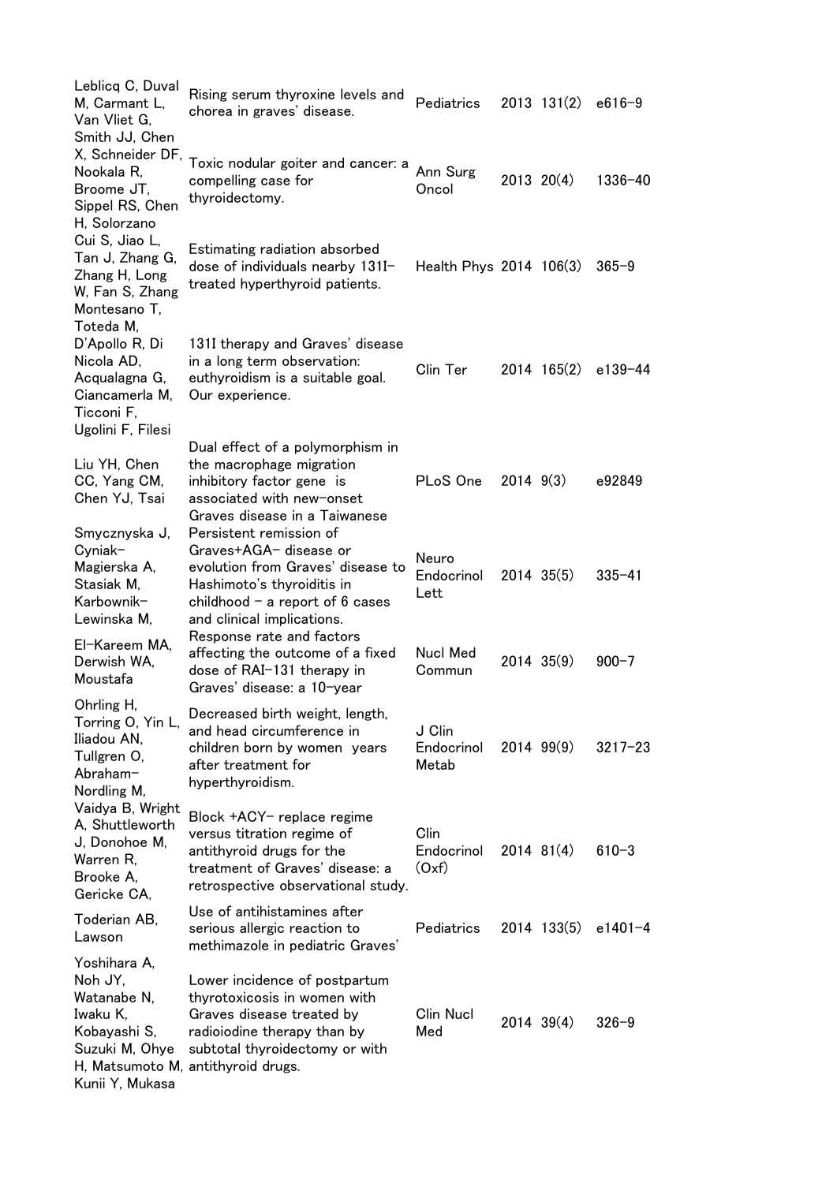| | | | | | |
|---|---|---|---|---|---|
| Leblicq C, Duval M, Carmant L, Van Vliet G, | Rising serum thyroxine levels and chorea in graves' disease. | Pediatrics | 2013 | 131(2) | e616–9 |
| Smith JJ, Chen X, Schneider DF, Nookala R, Broome JT, Sippel RS, Chen H, Solorzano | Toxic nodular goiter and cancer: a compelling case for thyroidectomy. | Ann Surg Oncol | 2013 | 20(4) | 1336–40 |
| Cui S, Jiao L, Tan J, Zhang G, Zhang H, Long W, Fan S, Zhang | Estimating radiation absorbed dose of individuals nearby 131I-treated hyperthyroid patients. | Health Phys | 2014 | 106(3) | 365–9 |
| Montesano T, Toteda M, D'Apollo R, Di Nicola AD, Acqualagna G, Ciancamerla M, Ticconi F, Ugolini F, Filesi | 131I therapy and Graves' disease in a long term observation: euthyroidism is a suitable goal. Our experience. | Clin Ter | 2014 | 165(2) | e139–44 |
| Liu YH, Chen CC, Yang CM, Chen YJ, Tsai | Dual effect of a polymorphism in the macrophage migration inhibitory factor gene is associated with new-onset Graves disease in a Taiwanese | PLoS One | 2014 | 9(3) | e92849 |
| Smyczynyska J, Cyniak-Magierska A, Stasiak M, Karbownik-Lewinska M, | Persistent remission of Graves+AGA- disease or evolution from Graves' disease to Hashimoto's thyroiditis in childhood – a report of 6 cases and clinical implications. | Neuro Endocrinol Lett | 2014 | 35(5) | 335–41 |
| El-Kareem MA, Derwish WA, Moustafa | Response rate and factors affecting the outcome of a fixed dose of RAI-131 therapy in Graves' disease: a 10-year | Nucl Med Commun | 2014 | 35(9) | 900–7 |
| Ohrling H, Torring O, Yin L, Iliadou AN, Tullgren O, Abraham-Nordling M, | Decreased birth weight, length, and head circumference in children born by women years after treatment for hyperthyroidism. | J Clin Endocrinol Metab | 2014 | 99(9) | 3217–23 |
| Vaidya B, Wright A, Shuttleworth J, Donohoe M, Warren R, Brooke A, Gericke CA, | Block +ACY- replace regime versus titration regime of antithyroid drugs for the treatment of Graves' disease: a retrospective observational study. | Clin Endocrinol (Oxf) | 2014 | 81(4) | 610–3 |
| Toderian AB, Lawson | Use of antihistamines after serious allergic reaction to methimazole in pediatric Graves' | Pediatrics | 2014 | 133(5) | e1401–4 |
| Yoshihara A, Noh JY, Watanabe N, Iwaku K, Kobayashi S, Suzuki M, Ohye H, Matsumoto M, Kunii Y, Mukasa | Lower incidence of postpartum thyrotoxicosis in women with Graves disease treated by radioiodine therapy than by subtotal thyroidectomy or with antithyroid drugs. | Clin Nucl Med | 2014 | 39(4) | 326–9 |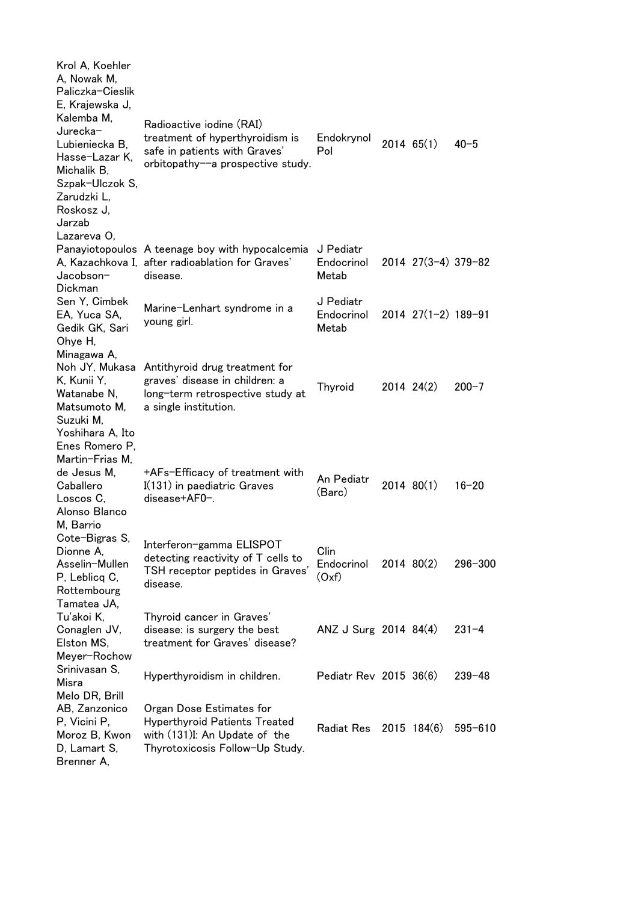| | | | | | |
|---|---|---|---|---|---|
| Krol A, Koehler A, Nowak M, Paliczka-Cieslik E, Krajewska J, Kalemba M, Jurecka-Lubieniecka B, Hasse-Lazar K, Michalik B, Szpak-Ulczok S, Zarudzki L, Roskosz J, Jarzab | Radioactive iodine (RAI) treatment of hyperthyroidism is safe in patients with Graves' orbitopathy--a prospective study. | Endokrynol Pol | 2014 | 65(1) | 40-5 |
| Lazareva O, Panayiotopoulos A, Kazachkova I, Jacobson-Dickman | A teenage boy with hypocalcemia after radioablation for Graves' disease. | J Pediatr Endocrinol Metab | 2014 | 27(3-4) | 379-82 |
| Sen Y, Cimbek EA, Yuca SA, Gedik GK, Sari | Marine-Lenhart syndrome in a young girl. | J Pediatr Endocrinol Metab | 2014 | 27(1-2) | 189-91 |
| Ohye H, Minagawa A, Noh JY, Mukasa K, Kunii Y, Watanabe N, Matsumoto M, Suzuki M, Yoshihara A, Ito | Antithyroid drug treatment for graves' disease in children: a long-term retrospective study at a single institution. | Thyroid | 2014 | 24(2) | 200-7 |
| Enes Romero P, Martin-Frias M, de Jesus M, Caballero Loscos C, Alonso Blanco M, Barrio | +AFs-Efficacy of treatment with I(131) in paediatric Graves disease+AF0-. | An Pediatr (Barc) | 2014 | 80(1) | 16-20 |
| Cote-Bigras S, Dionne A, Asselin-Mullen P, Leblicq C, Rottembourg | Interferon-gamma ELISPOT detecting reactivity of T cells to TSH receptor peptides in Graves' disease. | Clin Endocrinol (Oxf) | 2014 | 80(2) | 296-300 |
| Tamatea JA, Tu'akoi K, Conaglen JV, Elston MS, Meyer-Rochow | Thyroid cancer in Graves' disease: is surgery the best treatment for Graves' disease? | ANZ J Surg | 2014 | 84(4) | 231-4 |
| Srinivasan S, Misra | Hyperthyroidism in children. | Pediatr Rev | 2015 | 36(6) | 239-48 |
| Melo DR, Brill AB, Zanzonico P, Vicini P, Moroz B, Kwon D, Lamart S, Brenner A, | Organ Dose Estimates for Hyperthyroid Patients Treated with (131)I: An Update of the Thyrotoxicosis Follow-Up Study. | Radiat Res | 2015 | 184(6) | 595-610 |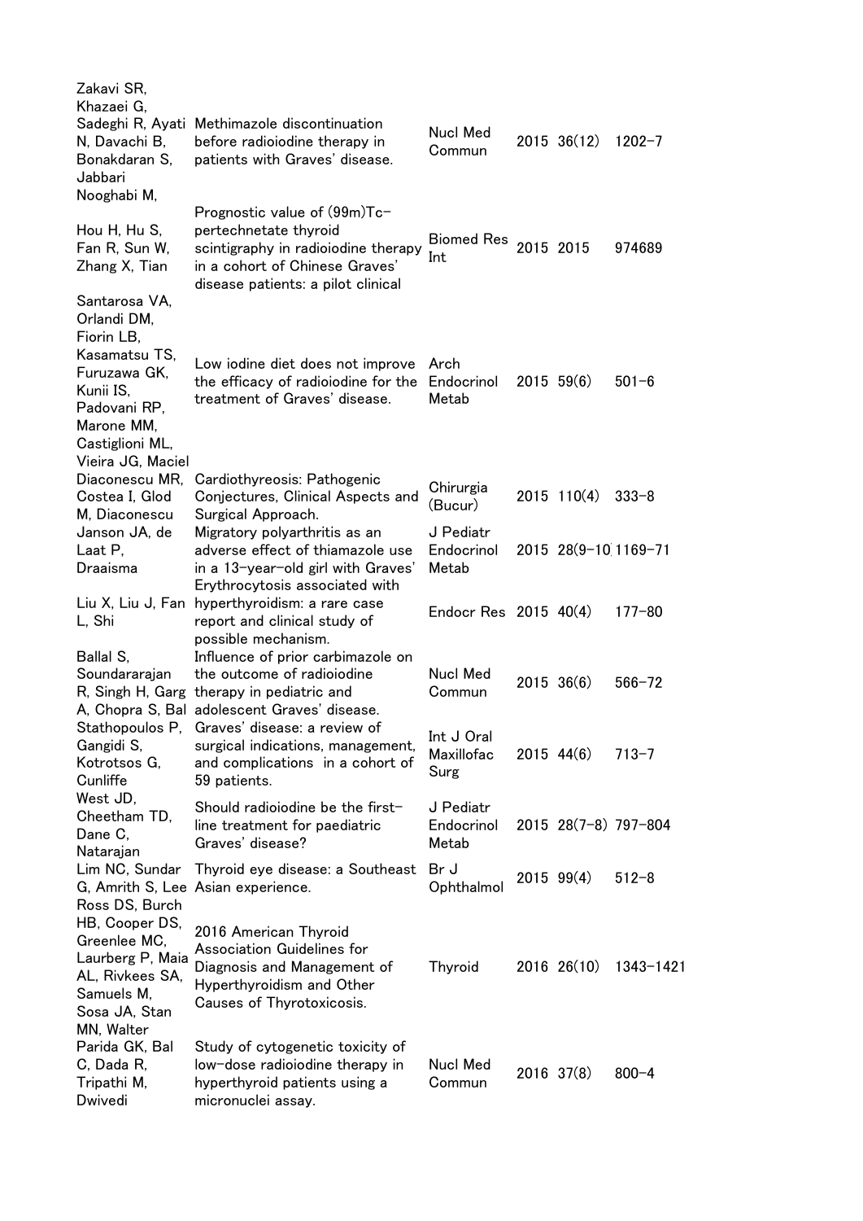| | | | | | |
|---|---|---|---|---|---|
| Zakavi SR, Khazaei G, Sadeghi R, Ayati N, Davachi B, Bonakdaran S, Jabbari Nooghabi M, | Methimazole discontinuation before radioiodine therapy in patients with Graves' disease. | Nucl Med Commun | 2015 | 36(12) | 1202–7 |
| Hou H, Hu S, Fan R, Sun W, Zhang X, Tian | Prognostic value of (99m)Tc-pertechnetate thyroid scintigraphy in radioiodine therapy in a cohort of Chinese Graves' disease patients: a pilot clinical | Biomed Res Int | 2015 | 2015 | 974689 |
| Santarosa VA, Orlandi DM, Fiorin LB, Kasamatsu TS, Furuzawa GK, Kunii IS, Padovani RP, Marone MM, Castiglioni ML, Vieira JG, Maciel | Low iodine diet does not improve the efficacy of radioiodine for the treatment of Graves' disease. | Arch Endocrinol Metab | 2015 | 59(6) | 501–6 |
| Diaconescu MR, Costea I, Glod M, Diaconescu | Cardiothyreosis: Pathogenic Conjectures, Clinical Aspects and Surgical Approach. | Chirurgia (Bucur) | 2015 | 110(4) | 333–8 |
| Janson JA, de Laat P, Draaisma | Migratory polyarthritis as an adverse effect of thiamazole use in a 13-year-old girl with Graves' | J Pediatr Endocrinol Metab | 2015 | 28(9-10 | 1169–71 |
| Liu X, Liu J, Fan L, Shi | Erythrocytosis associated with hyperthyroidism: a rare case report and clinical study of possible mechanism. | Endocr Res | 2015 | 40(4) | 177–80 |
| Ballal S, Soundararajan R, Singh H, Garg A, Chopra S, Bal | Influence of prior carbimazole on the outcome of radioiodine therapy in pediatric and adolescent Graves' disease. | Nucl Med Commun | 2015 | 36(6) | 566–72 |
| Stathopoulos P, Gangidi S, Kotrotsos G, Cunliffe | Graves' disease: a review of surgical indications, management, and complications in a cohort of 59 patients. | Int J Oral Maxillofac Surg | 2015 | 44(6) | 713–7 |
| West JD, Cheetham TD, Dane C, Natarajan | Should radioiodine be the first-line treatment for paediatric Graves' disease? | J Pediatr Endocrinol Metab | 2015 | 28(7-8) | 797–804 |
| Lim NC, Sundar G, Amrith S, Lee | Thyroid eye disease: a Southeast Asian experience. | Br J Ophthalmol | 2015 | 99(4) | 512–8 |
| Ross DS, Burch HB, Cooper DS, Greenlee MC, Laurberg P, Maia AL, Rivkees SA, Samuels M, Sosa JA, Stan MN, Walter | 2016 American Thyroid Association Guidelines for Diagnosis and Management of Hyperthyroidism and Other Causes of Thyrotoxicosis. | Thyroid | 2016 | 26(10) | 1343–1421 |
| Parida GK, Bal C, Dada R, Tripathi M, Dwivedi | Study of cytogenetic toxicity of low-dose radioiodine therapy in hyperthyroid patients using a micronuclei assay. | Nucl Med Commun | 2016 | 37(8) | 800–4 |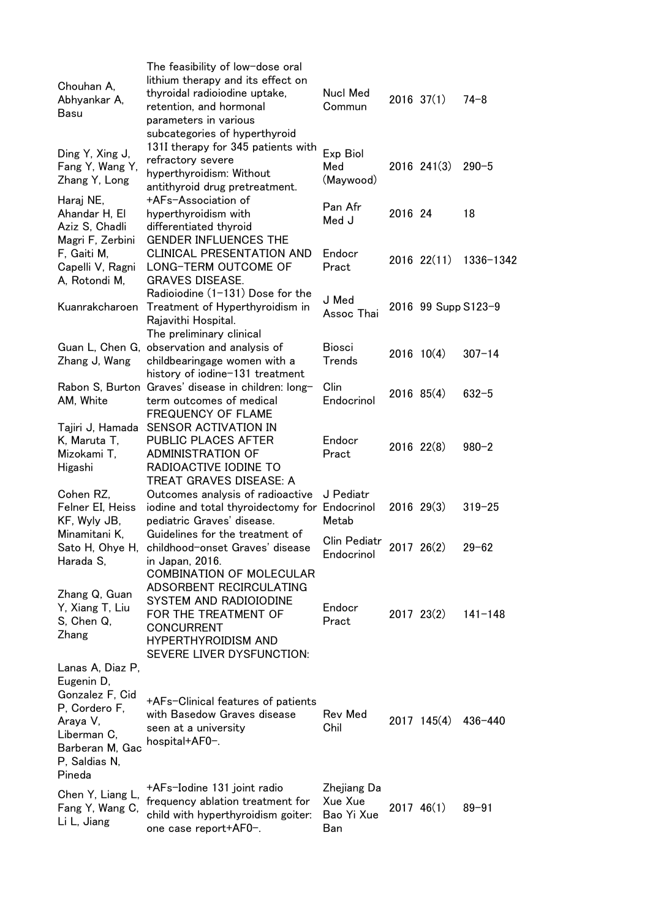| | | | | | |
|---|---|---|---|---|---|
| Chouhan A, Abhyankar A, Basu | The feasibility of low-dose oral lithium therapy and its effect on thyroidal radioiodine uptake, retention, and hormonal parameters in various subcategories of hyperthyroid | Nucl Med Commun | 2016 | 37(1) | 74-8 |
| Ding Y, Xing J, Fang Y, Wang Y, Zhang Y, Long | 131I therapy for 345 patients with refractory severe hyperthyroidism: Without antithyroid drug pretreatment. | Exp Biol Med (Maywood) | 2016 | 241(3) | 290-5 |
| Haraj NE, Ahandar H, El Aziz S, Chadli | +AFs-Association of hyperthyroidism with differentiated thyroid | Pan Afr Med J | 2016 | 24 | 18 |
| Magri F, Zerbini F, Gaiti M, Capelli V, Ragni A, Rotondi M, | GENDER INFLUENCES THE CLINICAL PRESENTATION AND LONG-TERM OUTCOME OF GRAVES DISEASE. | Endocr Pract | 2016 | 22(11) | 1336-1342 |
| Kuanrakcharoen | Radioiodine (1-131) Dose for the Treatment of Hyperthyroidism in Rajavithi Hospital. | J Med Assoc Thai | 2016 | 99 Supp | S123-9 |
| Guan L, Chen G, Zhang J, Wang | The preliminary clinical observation and analysis of childbearingage women with a history of iodine-131 treatment | Biosci Trends | 2016 | 10(4) | 307-14 |
| Rabon S, Burton AM, White | Graves' disease in children: long-term outcomes of medical | Clin Endocrinol | 2016 | 85(4) | 632-5 |
| Tajiri J, Hamada K, Maruta T, Mizokami T, Higashi | FREQUENCY OF FLAME SENSOR ACTIVATION IN PUBLIC PLACES AFTER ADMINISTRATION OF RADIOACTIVE IODINE TO TREAT GRAVES DISEASE: A | Endocr Pract | 2016 | 22(8) | 980-2 |
| Cohen RZ, Felner EI, Heiss KF, Wyly JB, | Outcomes analysis of radioactive iodine and total thyroidectomy for pediatric Graves' disease. | J Pediatr Endocrinol Metab | 2016 | 29(3) | 319-25 |
| Minamitani K, Sato H, Ohye H, Harada S, | Guidelines for the treatment of childhood-onset Graves' disease in Japan, 2016. | Clin Pediatr Endocrinol | 2017 | 26(2) | 29-62 |
| Zhang Q, Guan Y, Xiang T, Liu S, Chen Q, Zhang | COMBINATION OF MOLECULAR ADSORBENT RECIRCULATING SYSTEM AND RADIOIODINE FOR THE TREATMENT OF CONCURRENT HYPERTHYROIDISM AND SEVERE LIVER DYSFUNCTION: | Endocr Pract | 2017 | 23(2) | 141-148 |
| Lanas A, Diaz P, Eugenin D, Gonzalez F, Cid P, Cordero F, Araya V, Liberman C, Barberan M, Gac P, Saldias N, Pineda | +AFs-Clinical features of patients with Basedow Graves disease seen at a university hospital+AF0-. | Rev Med Chil | 2017 | 145(4) | 436-440 |
| Chen Y, Liang L, Fang Y, Wang C, Li L, Jiang | +AFs-Iodine 131 joint radio frequency ablation treatment for child with hyperthyroidism goiter: one case report+AF0-. | Zhejiang Da Xue Xue Bao Yi Xue Ban | 2017 | 46(1) | 89-91 |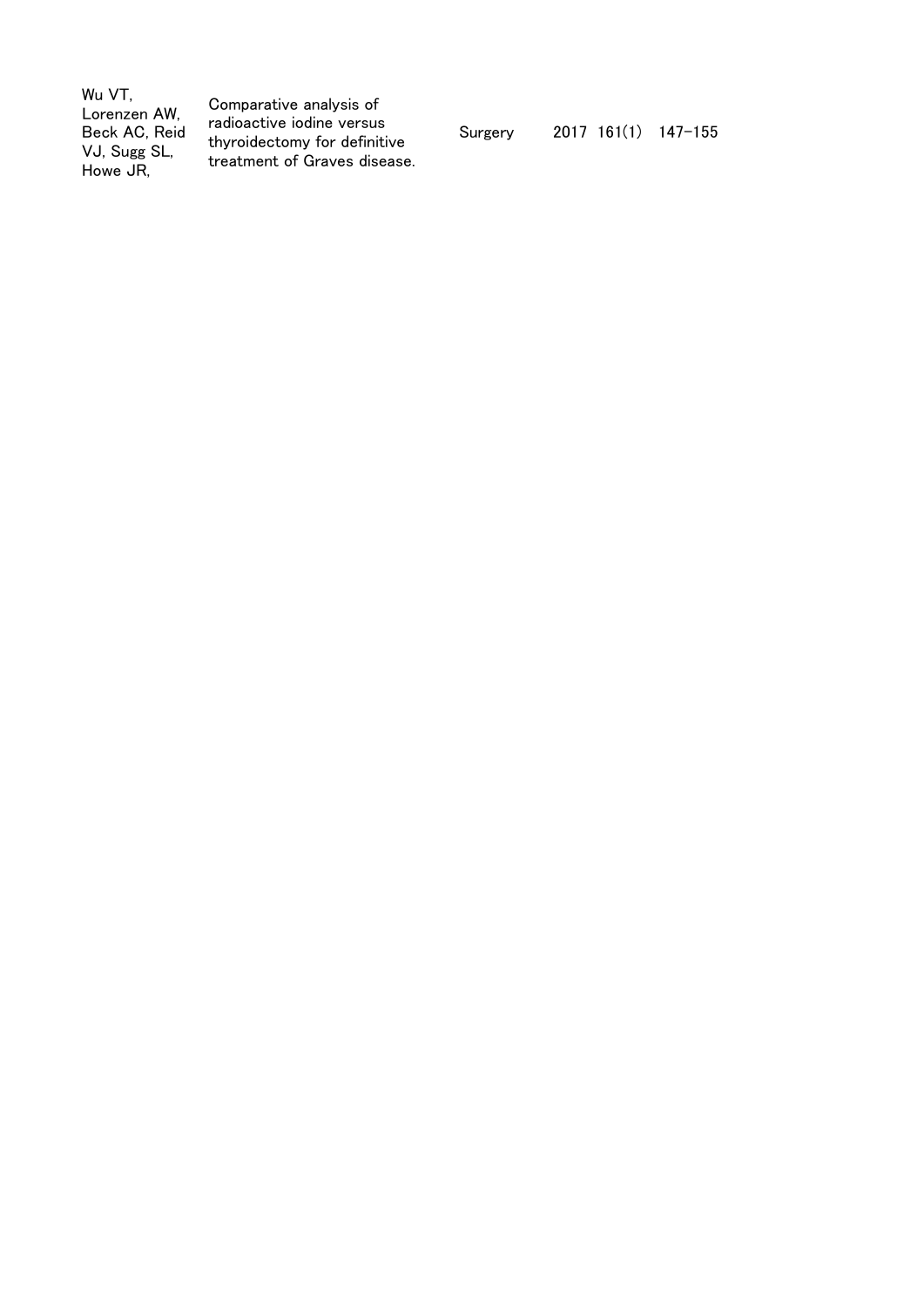| | | | | | |
|---|---|---|---|---|---|
| Wu VT, Lorenzen AW, Beck AC, Reid VJ, Sugg SL, Howe JR, | Comparative analysis of radioactive iodine versus thyroidectomy for definitive treatment of Graves disease. | Surgery | 2017 | 161(1) | 147–155 |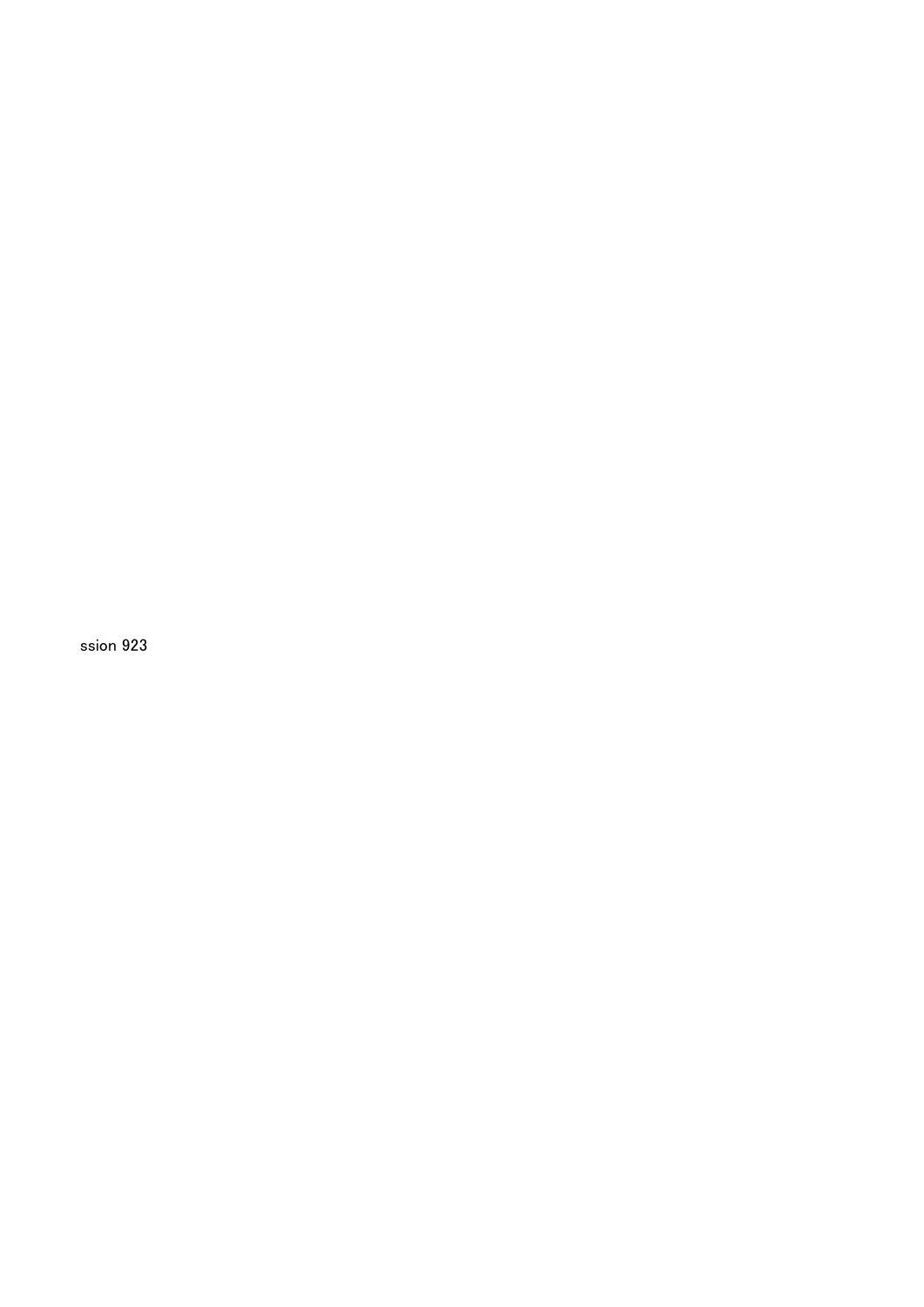ssion 923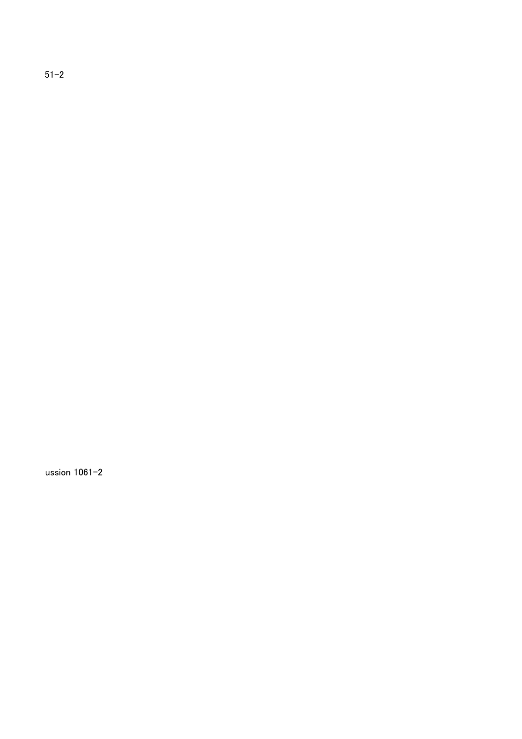51-2

ussion 1061-2